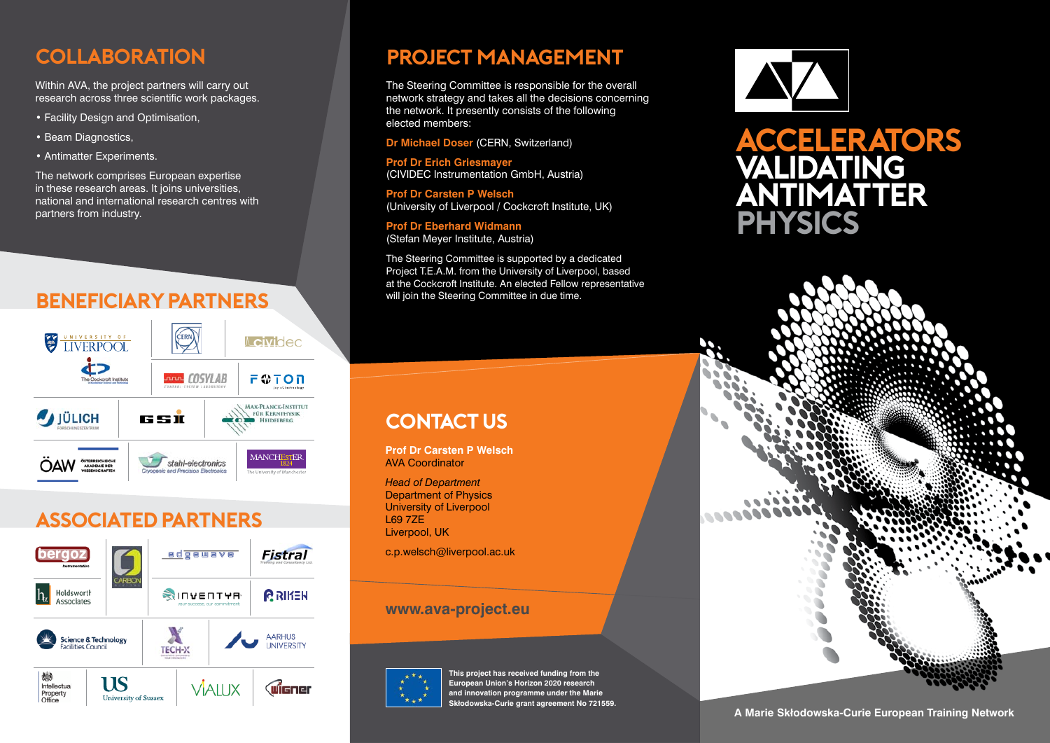## COLLABORATION

Within AVA, the project partners will carry out research across three scientific work packages.

- Facility Design and Optimisation,
- Beam Diagnostics,
- Antimatter Experiments.

The network comprises European expertise in these research areas. It joins universities, national and international research centres with partners from industry.

## BENEFICIARY PARTNERS

University of Liverpool · The Cockcroft Institute · CERN · CIVIDEC · COSYLAB · FOTON · Jülich Forschungszentrum · GSI · Max-Planck-Institut für Kernphysik Heidelberg · ÖAW Österreichische Akademie der Wissenschaften · stahl-electronics Cryogenic and Precision Electronics · Manchester 1824 The University of Manchester

## ASSOCIATED PARTNERS

bergoz Instrumentation · Carbon · edgewave · Fistral Training and Consultancy Ltd. · Holdsworth Associates · INVENTYA · RIKEN · Science & Technology Facilities Council · TECH-X · Aarhus University · Intellectual Property Office · University of Sussex · VIALUX · Wigner

## PROJECT MANAGEMENT

The Steering Committee is responsible for the overall network strategy and takes all the decisions concerning the network. It presently consists of the following elected members:

**Dr Michael Doser** (CERN, Switzerland)

**Prof Dr Erich Griesmayer**
(CIVIDEC Instrumentation GmbH, Austria)

**Prof Dr Carsten P Welsch**
(University of Liverpool / Cockcroft Institute, UK)

**Prof Dr Eberhard Widmann**
(Stefan Meyer Institute, Austria)

The Steering Committee is supported by a dedicated Project T.E.A.M. from the University of Liverpool, based at the Cockcroft Institute. An elected Fellow representative will join the Steering Committee in due time.

## CONTACT US

**Prof Dr Carsten P Welsch**
AVA Coordinator

*Head of Department*
Department of Physics
University of Liverpool
L69 7ZE
Liverpool, UK

c.p.welsch@liverpool.ac.uk

**www.ava-project.eu**

**This project has received funding from the European Union's Horizon 2020 research and innovation programme under the Marie Skłodowska-Curie grant agreement No 721559.**

# ACCELERATORS VALIDATING ANTIMATTER PHYSICS

**A Marie Skłodowska-Curie European Training Network**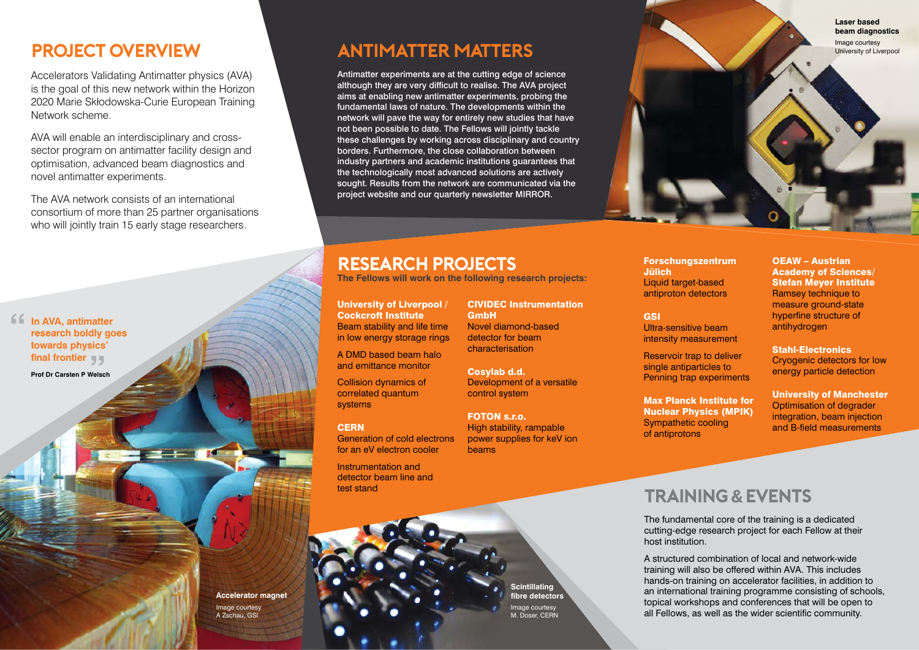## PROJECT OVERVIEW

Accelerators Validating Antimatter physics (AVA) is the goal of this new network within the Horizon 2020 Marie Skłodowska-Curie European Training Network scheme.

AVA will enable an interdisciplinary and cross-sector program on antimatter facility design and optimisation, advanced beam diagnostics and novel antimatter experiments.

The AVA network consists of an international consortium of more than 25 partner organisations who will jointly train 15 early stage researchers.

> **"In AVA, antimatter research boldly goes towards physics' final frontier"**
>
> **Prof Dr Carsten P Welsch**

**Accelerator magnet**
Image courtesy A Zschau, GSI

## ANTIMATTER MATTERS

Antimatter experiments are at the cutting edge of science although they are very difficult to realise. The AVA project aims at enabling new antimatter experiments, probing the fundamental laws of nature. The developments within the network will pave the way for entirely new studies that have not been possible to date. The Fellows will jointly tackle these challenges by working across disciplinary and country borders. Furthermore, the close collaboration between industry partners and academic institutions guarantees that the technologically most advanced solutions are actively sought. Results from the network are communicated via the project website and our quarterly newsletter MIRROR.

**Laser based beam diagnostics**
Image courtesy University of Liverpool

## RESEARCH PROJECTS

**The Fellows will work on the following research projects:**

**University of Liverpool / Cockcroft Institute**
Beam stability and life time in low energy storage rings

A DMD based beam halo and emittance monitor

Collision dynamics of correlated quantum systems

**CERN**
Generation of cold electrons for an eV electron cooler

Instrumentation and detector beam line and test stand

**CIVIDEC Instrumentation GmbH**
Novel diamond-based detector for beam characterisation

**Cosylab d.d.**
Development of a versatile control system

**FOTON s.r.o.**
High stability, rampable power supplies for keV ion beams

**Forschungszentrum Jülich**
Liquid target-based antiproton detectors

**GSI**
Ultra-sensitive beam intensity measurement

Reservoir trap to deliver single antiparticles to Penning trap experiments

**Max Planck Institute for Nuclear Physics (MPIK)**
Sympathetic cooling of antiprotons

**OEAW – Austrian Academy of Sciences/ Stefan Meyer Institute**
Ramsey technique to measure ground-state hyperfine structure of antihydrogen

**Stahl-Electronics**
Cryogenic detectors for low energy particle detection

**University of Manchester**
Optimisation of degrader integration, beam injection and B-field measurements

**Scintillating fibre detectors**
Image courtesy M. Doser, CERN

## TRAINING & EVENTS

The fundamental core of the training is a dedicated cutting-edge research project for each Fellow at their host institution.

A structured combination of local and network-wide training will also be offered within AVA. This includes hands-on training on accelerator facilities, in addition to an international training programme consisting of schools, topical workshops and conferences that will be open to all Fellows, as well as the wider scientific community.